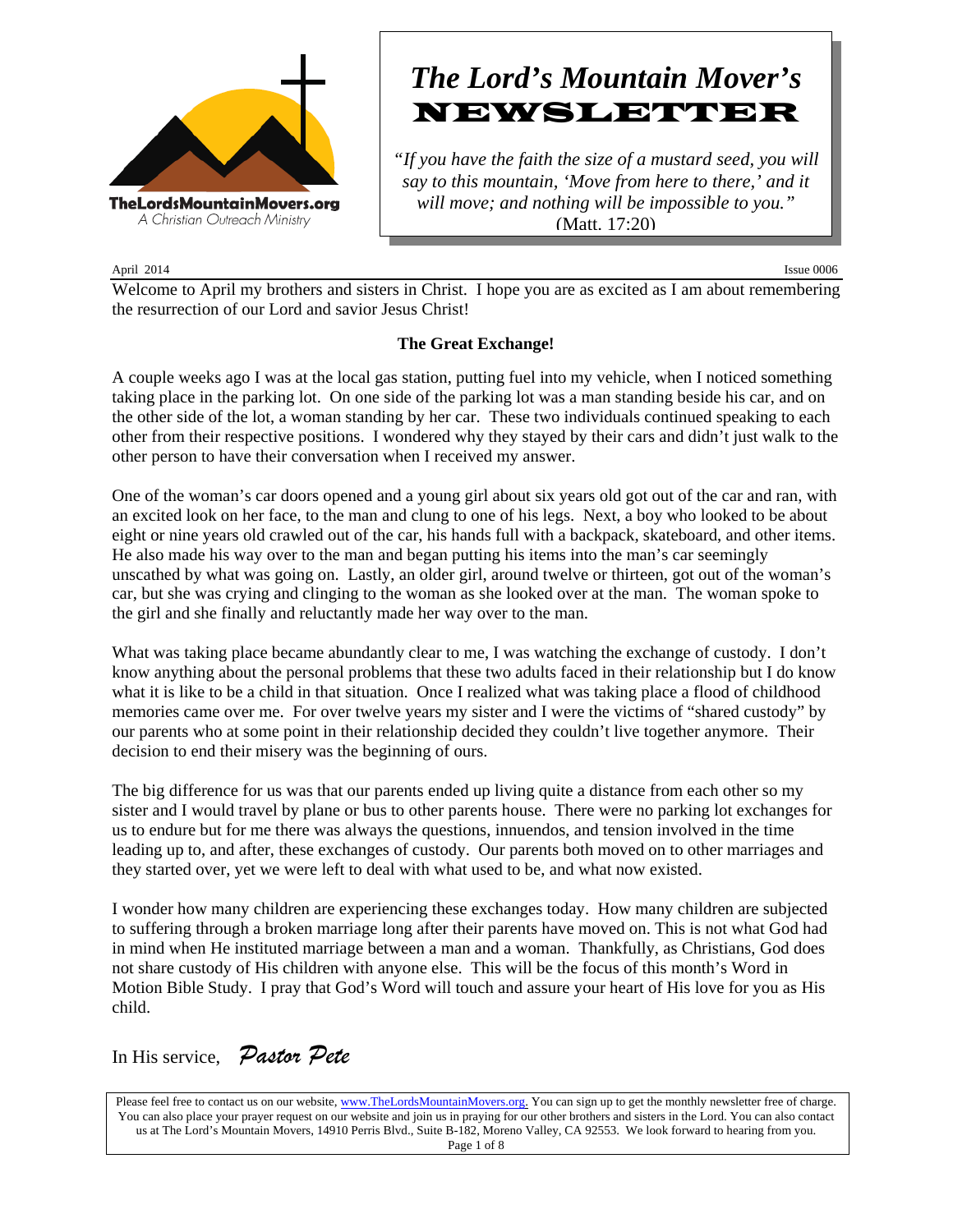TheLordsMountainMovers.org
A Christian Outreach Ministry

# *The Lord's Mountain Mover's* NEWSLETTER

*"If you have the faith the size of a mustard seed, you will say to this mountain, 'Move from here to there,' and it will move; and nothing will be impossible to you."* (Matt. 17:20)

April 2014 Issue 0006

Welcome to April my brothers and sisters in Christ. I hope you are as excited as I am about remembering the resurrection of our Lord and savior Jesus Christ!

**The Great Exchange!**

A couple weeks ago I was at the local gas station, putting fuel into my vehicle, when I noticed something taking place in the parking lot. On one side of the parking lot was a man standing beside his car, and on the other side of the lot, a woman standing by her car. These two individuals continued speaking to each other from their respective positions. I wondered why they stayed by their cars and didn't just walk to the other person to have their conversation when I received my answer.

One of the woman's car doors opened and a young girl about six years old got out of the car and ran, with an excited look on her face, to the man and clung to one of his legs. Next, a boy who looked to be about eight or nine years old crawled out of the car, his hands full with a backpack, skateboard, and other items. He also made his way over to the man and began putting his items into the man's car seemingly unscathed by what was going on. Lastly, an older girl, around twelve or thirteen, got out of the woman's car, but she was crying and clinging to the woman as she looked over at the man. The woman spoke to the girl and she finally and reluctantly made her way over to the man.

What was taking place became abundantly clear to me, I was watching the exchange of custody. I don't know anything about the personal problems that these two adults faced in their relationship but I do know what it is like to be a child in that situation. Once I realized what was taking place a flood of childhood memories came over me. For over twelve years my sister and I were the victims of "shared custody" by our parents who at some point in their relationship decided they couldn't live together anymore. Their decision to end their misery was the beginning of ours.

The big difference for us was that our parents ended up living quite a distance from each other so my sister and I would travel by plane or bus to other parents house. There were no parking lot exchanges for us to endure but for me there was always the questions, innuendos, and tension involved in the time leading up to, and after, these exchanges of custody. Our parents both moved on to other marriages and they started over, yet we were left to deal with what used to be, and what now existed.

I wonder how many children are experiencing these exchanges today. How many children are subjected to suffering through a broken marriage long after their parents have moved on. This is not what God had in mind when He instituted marriage between a man and a woman. Thankfully, as Christians, God does not share custody of His children with anyone else. This will be the focus of this month's Word in Motion Bible Study. I pray that God's Word will touch and assure your heart of His love for you as His child.

In His service, *Pastor Pete*

Please feel free to contact us on our website, www.TheLordsMountainMovers.org. You can sign up to get the monthly newsletter free of charge. You can also place your prayer request on our website and join us in praying for our other brothers and sisters in the Lord. You can also contact us at The Lord's Mountain Movers, 14910 Perris Blvd., Suite B-182, Moreno Valley, CA 92553. We look forward to hearing from you.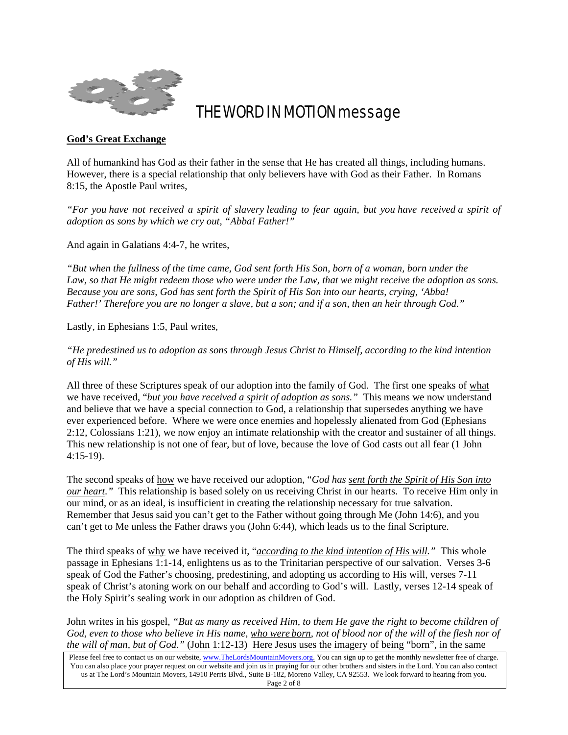THE WORD IN MOTION message

**God's Great Exchange**

All of humankind has God as their father in the sense that He has created all things, including humans. However, there is a special relationship that only believers have with God as their Father. In Romans 8:15, the Apostle Paul writes,

*"For you have not received a spirit of slavery leading to fear again, but you have received a spirit of adoption as sons by which we cry out, "Abba! Father!"*

And again in Galatians 4:4-7, he writes,

*"But when the fullness of the time came, God sent forth His Son, born of a woman, born under the Law, so that He might redeem those who were under the Law, that we might receive the adoption as sons. Because you are sons, God has sent forth the Spirit of His Son into our hearts, crying, 'Abba! Father!' Therefore you are no longer a slave, but a son; and if a son, then an heir through God."*

Lastly, in Ephesians 1:5, Paul writes,

*"He predestined us to adoption as sons through Jesus Christ to Himself, according to the kind intention of His will."*

All three of these Scriptures speak of our adoption into the family of God. The first one speaks of what we have received, "*but you have received a spirit of adoption as sons.*" This means we now understand and believe that we have a special connection to God, a relationship that supersedes anything we have ever experienced before. Where we were once enemies and hopelessly alienated from God (Ephesians 2:12, Colossians 1:21), we now enjoy an intimate relationship with the creator and sustainer of all things. This new relationship is not one of fear, but of love, because the love of God casts out all fear (1 John 4:15-19).

The second speaks of how we have received our adoption, "*God has sent forth the Spirit of His Son into our heart.*" This relationship is based solely on us receiving Christ in our hearts. To receive Him only in our mind, or as an ideal, is insufficient in creating the relationship necessary for true salvation. Remember that Jesus said you can't get to the Father without going through Me (John 14:6), and you can't get to Me unless the Father draws you (John 6:44), which leads us to the final Scripture.

The third speaks of why we have received it, "*according to the kind intention of His will.*" This whole passage in Ephesians 1:1-14, enlightens us as to the Trinitarian perspective of our salvation. Verses 3-6 speak of God the Father's choosing, predestining, and adopting us according to His will, verses 7-11 speak of Christ's atoning work on our behalf and according to God's will. Lastly, verses 12-14 speak of the Holy Spirit's sealing work in our adoption as children of God.

John writes in his gospel, *"But as many as received Him, to them He gave the right to become children of God, even to those who believe in His name, who were born, not of blood nor of the will of the flesh nor of the will of man, but of God."* (John 1:12-13) Here Jesus uses the imagery of being "born", in the same

Please feel free to contact us on our website, www.TheLordsMountainMovers.org. You can sign up to get the monthly newsletter free of charge. You can also place your prayer request on our website and join us in praying for our other brothers and sisters in the Lord. You can also contact us at The Lord's Mountain Movers, 14910 Perris Blvd., Suite B-182, Moreno Valley, CA 92553. We look forward to hearing from you.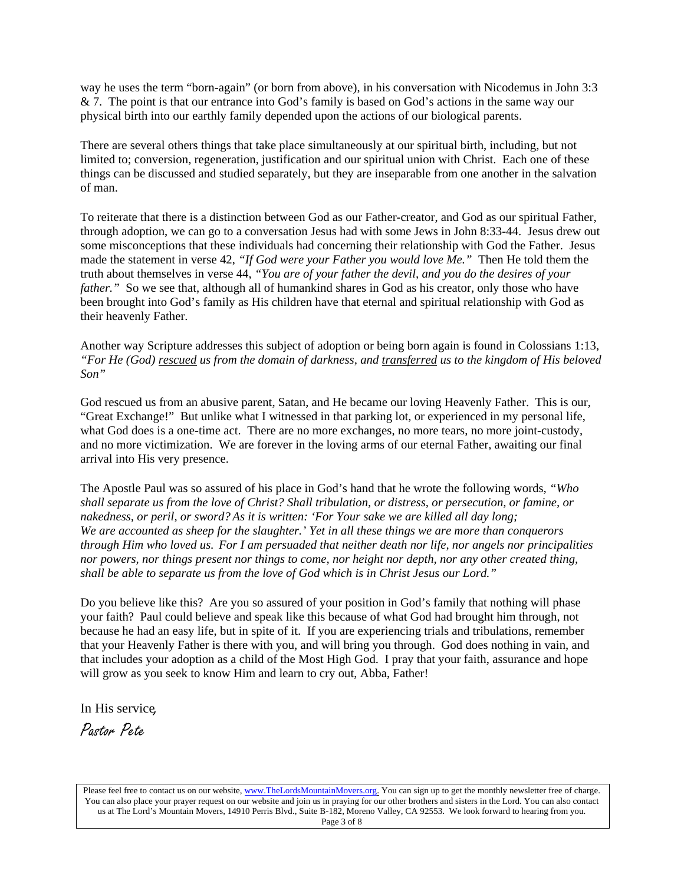way he uses the term "born-again" (or born from above), in his conversation with Nicodemus in John 3:3 & 7. The point is that our entrance into God's family is based on God's actions in the same way our physical birth into our earthly family depended upon the actions of our biological parents.

There are several others things that take place simultaneously at our spiritual birth, including, but not limited to; conversion, regeneration, justification and our spiritual union with Christ. Each one of these things can be discussed and studied separately, but they are inseparable from one another in the salvation of man.

To reiterate that there is a distinction between God as our Father-creator, and God as our spiritual Father, through adoption, we can go to a conversation Jesus had with some Jews in John 8:33-44. Jesus drew out some misconceptions that these individuals had concerning their relationship with God the Father. Jesus made the statement in verse 42, *"If God were your Father you would love Me."* Then He told them the truth about themselves in verse 44, *"You are of your father the devil, and you do the desires of your father."* So we see that, although all of humankind shares in God as his creator, only those who have been brought into God's family as His children have that eternal and spiritual relationship with God as their heavenly Father.

Another way Scripture addresses this subject of adoption or being born again is found in Colossians 1:13, *"For He (God) <u>rescued</u> us from the domain of darkness, and <u>transferred</u> us to the kingdom of His beloved Son"*

God rescued us from an abusive parent, Satan, and He became our loving Heavenly Father. This is our, "Great Exchange!" But unlike what I witnessed in that parking lot, or experienced in my personal life, what God does is a one-time act. There are no more exchanges, no more tears, no more joint-custody, and no more victimization. We are forever in the loving arms of our eternal Father, awaiting our final arrival into His very presence.

The Apostle Paul was so assured of his place in God's hand that he wrote the following words, *"Who shall separate us from the love of Christ? Shall tribulation, or distress, or persecution, or famine, or nakedness, or peril, or sword? As it is written: 'For Your sake we are killed all day long; We are accounted as sheep for the slaughter.' Yet in all these things we are more than conquerors through Him who loved us. For I am persuaded that neither death nor life, nor angels nor principalities nor powers, nor things present nor things to come, nor height nor depth, nor any other created thing, shall be able to separate us from the love of God which is in Christ Jesus our Lord."*

Do you believe like this? Are you so assured of your position in God's family that nothing will phase your faith? Paul could believe and speak like this because of what God had brought him through, not because he had an easy life, but in spite of it. If you are experiencing trials and tribulations, remember that your Heavenly Father is there with you, and will bring you through. God does nothing in vain, and that includes your adoption as a child of the Most High God. I pray that your faith, assurance and hope will grow as you seek to know Him and learn to cry out, Abba, Father!

In His service,

Pastor Pete

Please feel free to contact us on our website, www.TheLordsMountainMovers.org. You can sign up to get the monthly newsletter free of charge. You can also place your prayer request on our website and join us in praying for our other brothers and sisters in the Lord. You can also contact us at The Lord's Mountain Movers, 14910 Perris Blvd., Suite B-182, Moreno Valley, CA 92553. We look forward to hearing from you.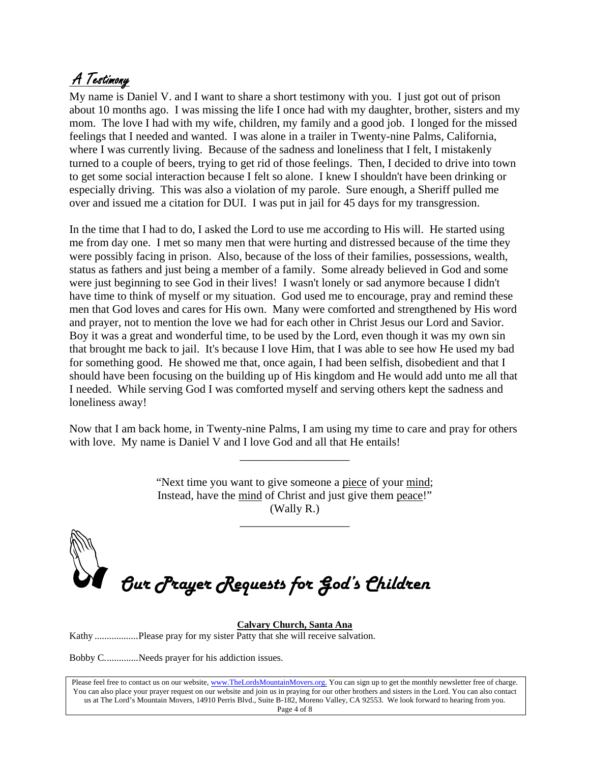## A Testimony

My name is Daniel V. and I want to share a short testimony with you. I just got out of prison about 10 months ago. I was missing the life I once had with my daughter, brother, sisters and my mom. The love I had with my wife, children, my family and a good job. I longed for the missed feelings that I needed and wanted. I was alone in a trailer in Twenty-nine Palms, California, where I was currently living. Because of the sadness and loneliness that I felt, I mistakenly turned to a couple of beers, trying to get rid of those feelings. Then, I decided to drive into town to get some social interaction because I felt so alone. I knew I shouldn't have been drinking or especially driving. This was also a violation of my parole. Sure enough, a Sheriff pulled me over and issued me a citation for DUI. I was put in jail for 45 days for my transgression.

In the time that I had to do, I asked the Lord to use me according to His will. He started using me from day one. I met so many men that were hurting and distressed because of the time they were possibly facing in prison. Also, because of the loss of their families, possessions, wealth, status as fathers and just being a member of a family. Some already believed in God and some were just beginning to see God in their lives! I wasn't lonely or sad anymore because I didn't have time to think of myself or my situation. God used me to encourage, pray and remind these men that God loves and cares for His own. Many were comforted and strengthened by His word and prayer, not to mention the love we had for each other in Christ Jesus our Lord and Savior. Boy it was a great and wonderful time, to be used by the Lord, even though it was my own sin that brought me back to jail. It's because I love Him, that I was able to see how He used my bad for something good. He showed me that, once again, I had been selfish, disobedient and that I should have been focusing on the building up of His kingdom and He would add unto me all that I needed. While serving God I was comforted myself and serving others kept the sadness and loneliness away!

Now that I am back home, in Twenty-nine Palms, I am using my time to care and pray for others with love. My name is Daniel V and I love God and all that He entails!

---

"Next time you want to give someone a piece of your mind;
Instead, have the mind of Christ and just give them peace!"
(Wally R.)

---

## *Our Prayer Requests for God's Children*

**Calvary Church, Santa Ana**

Kathy ..................Please pray for my sister Patty that she will receive salvation.

Bobby C..............Needs prayer for his addiction issues.

Please feel free to contact us on our website, www.TheLordsMountainMovers.org. You can sign up to get the monthly newsletter free of charge. You can also place your prayer request on our website and join us in praying for our other brothers and sisters in the Lord. You can also contact us at The Lord's Mountain Movers, 14910 Perris Blvd., Suite B-182, Moreno Valley, CA 92553. We look forward to hearing from you.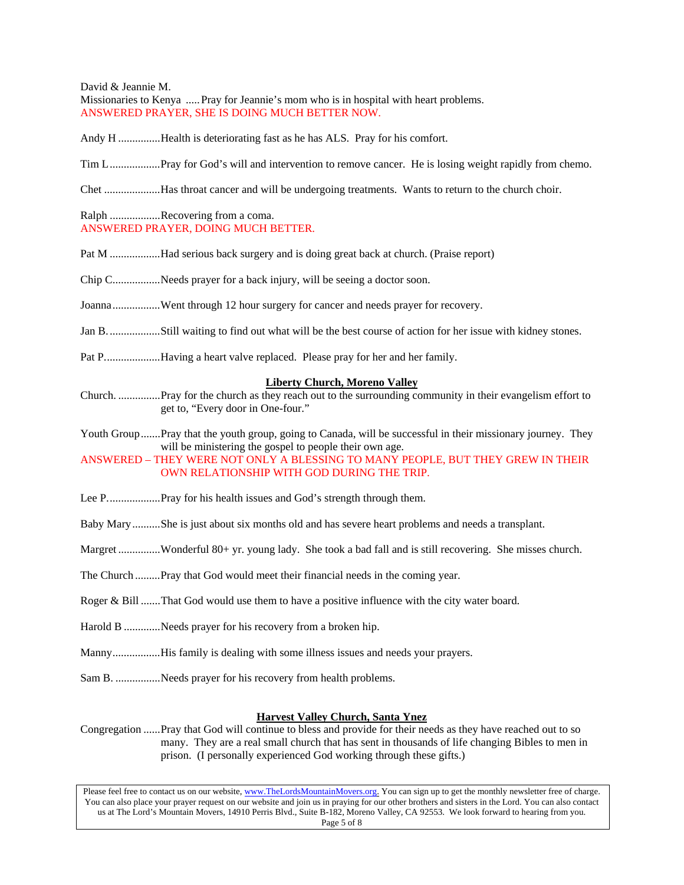David & Jeannie M.
Missionaries to Kenya ..... Pray for Jeannie's mom who is in hospital with heart problems.
ANSWERED PRAYER, SHE IS DOING MUCH BETTER NOW.

Andy H ...............Health is deteriorating fast as he has ALS. Pray for his comfort.

Tim L..................Pray for God's will and intervention to remove cancer. He is losing weight rapidly from chemo.

Chet ....................Has throat cancer and will be undergoing treatments. Wants to return to the church choir.

Ralph ..................Recovering from a coma.
ANSWERED PRAYER, DOING MUCH BETTER.

Pat M ..................Had serious back surgery and is doing great back at church. (Praise report)

Chip C.................Needs prayer for a back injury, will be seeing a doctor soon.

Joanna.................Went through 12 hour surgery for cancer and needs prayer for recovery.

Jan B. ..................Still waiting to find out what will be the best course of action for her issue with kidney stones.

Pat P....................Having a heart valve replaced. Please pray for her and her family.

## Liberty Church, Moreno Valley

Church. ...............Pray for the church as they reach out to the surrounding community in their evangelism effort to get to, "Every door in One-four."

Youth Group.......Pray that the youth group, going to Canada, will be successful in their missionary journey. They will be ministering the gospel to people their own age.
ANSWERED – THEY WERE NOT ONLY A BLESSING TO MANY PEOPLE, BUT THEY GREW IN THEIR OWN RELATIONSHIP WITH GOD DURING THE TRIP.

Lee P...................Pray for his health issues and God's strength through them.

Baby Mary..........She is just about six months old and has severe heart problems and needs a transplant.

Margret ...............Wonderful 80+ yr. young lady. She took a bad fall and is still recovering. She misses church.

The Church .........Pray that God would meet their financial needs in the coming year.

Roger & Bill .......That God would use them to have a positive influence with the city water board.

Harold B .............Needs prayer for his recovery from a broken hip.

Manny.................His family is dealing with some illness issues and needs your prayers.

Sam B. ................Needs prayer for his recovery from health problems.

## Harvest Valley Church, Santa Ynez

Congregation ......Pray that God will continue to bless and provide for their needs as they have reached out to so many. They are a real small church that has sent in thousands of life changing Bibles to men in prison. (I personally experienced God working through these gifts.)

Please feel free to contact us on our website, www.TheLordsMountainMovers.org. You can sign up to get the monthly newsletter free of charge. You can also place your prayer request on our website and join us in praying for our other brothers and sisters in the Lord. You can also contact us at The Lord's Mountain Movers, 14910 Perris Blvd., Suite B-182, Moreno Valley, CA 92553. We look forward to hearing from you.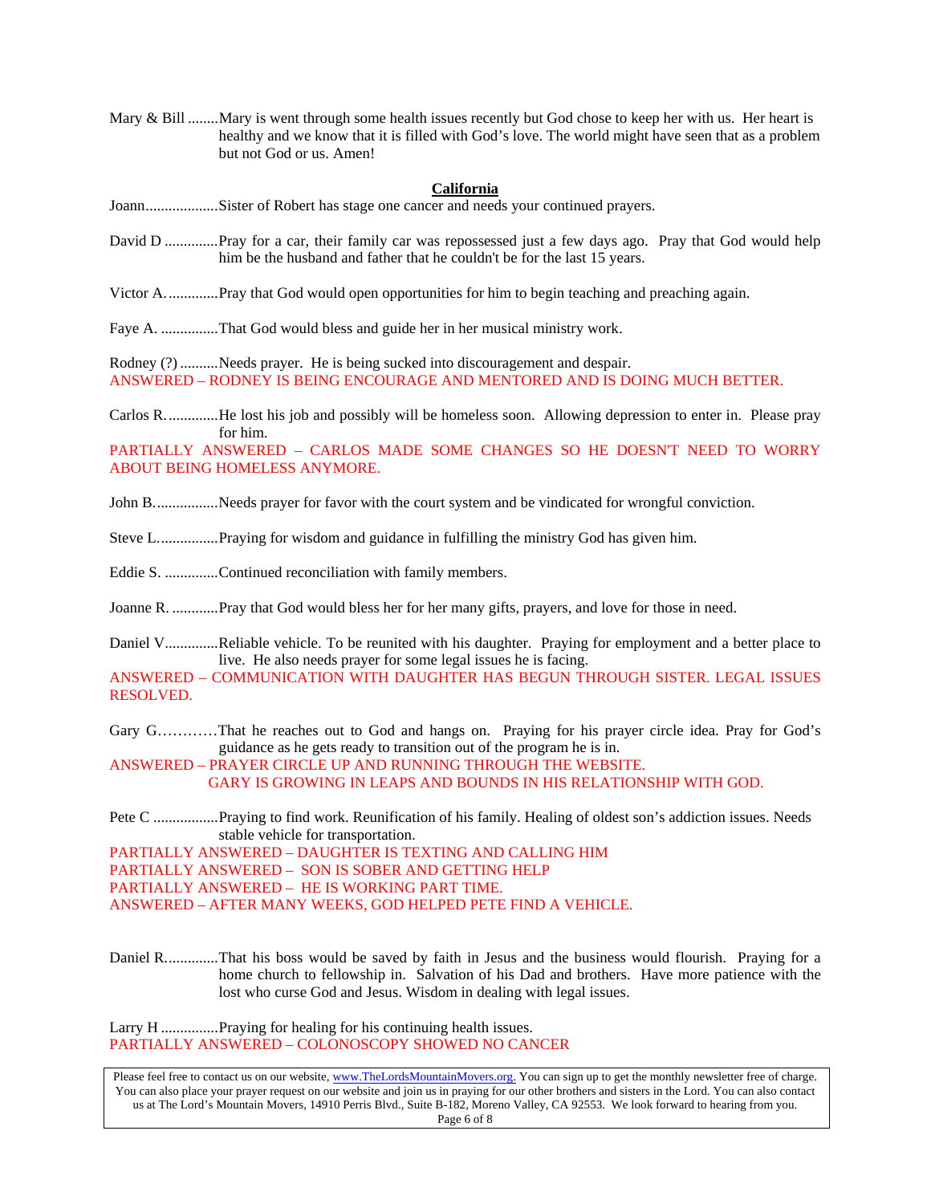Mary & Bill ........Mary is went through some health issues recently but God chose to keep her with us. Her heart is healthy and we know that it is filled with God's love. The world might have seen that as a problem but not God or us. Amen!

## **California**

Joann...................Sister of Robert has stage one cancer and needs your continued prayers.

David D .............Pray for a car, their family car was repossessed just a few days ago. Pray that God would help him be the husband and father that he couldn't be for the last 15 years.

Victor A. .............Pray that God would open opportunities for him to begin teaching and preaching again.

Faye A. ...............That God would bless and guide her in her musical ministry work.

Rodney (?) ..........Needs prayer. He is being sucked into discouragement and despair.
ANSWERED – RODNEY IS BEING ENCOURAGE AND MENTORED AND IS DOING MUCH BETTER.

Carlos R. .............He lost his job and possibly will be homeless soon. Allowing depression to enter in. Please pray for him.
PARTIALLY ANSWERED – CARLOS MADE SOME CHANGES SO HE DOESN'T NEED TO WORRY ABOUT BEING HOMELESS ANYMORE.

John B. ................Needs prayer for favor with the court system and be vindicated for wrongful conviction.

Steve L. ...............Praying for wisdom and guidance in fulfilling the ministry God has given him.

Eddie S. ..............Continued reconciliation with family members.

Joanne R. ............Pray that God would bless her for her many gifts, prayers, and love for those in need.

Daniel V..............Reliable vehicle. To be reunited with his daughter. Praying for employment and a better place to live. He also needs prayer for some legal issues he is facing.
ANSWERED – COMMUNICATION WITH DAUGHTER HAS BEGUN THROUGH SISTER. LEGAL ISSUES RESOLVED.

Gary G…………That he reaches out to God and hangs on. Praying for his prayer circle idea. Pray for God's guidance as he gets ready to transition out of the program he is in.
ANSWERED – PRAYER CIRCLE UP AND RUNNING THROUGH THE WEBSITE.
GARY IS GROWING IN LEAPS AND BOUNDS IN HIS RELATIONSHIP WITH GOD.

Pete C .................Praying to find work. Reunification of his family. Healing of oldest son's addiction issues. Needs stable vehicle for transportation.
PARTIALLY ANSWERED – DAUGHTER IS TEXTING AND CALLING HIM
PARTIALLY ANSWERED – SON IS SOBER AND GETTING HELP
PARTIALLY ANSWERED – HE IS WORKING PART TIME.
ANSWERED – AFTER MANY WEEKS, GOD HELPED PETE FIND A VEHICLE.

Daniel R..............That his boss would be saved by faith in Jesus and the business would flourish. Praying for a home church to fellowship in. Salvation of his Dad and brothers. Have more patience with the lost who curse God and Jesus. Wisdom in dealing with legal issues.

Larry H ...............Praying for healing for his continuing health issues.
PARTIALLY ANSWERED – COLONOSCOPY SHOWED NO CANCER

Please feel free to contact us on our website, www.TheLordsMountainMovers.org. You can sign up to get the monthly newsletter free of charge. You can also place your prayer request on our website and join us in praying for our other brothers and sisters in the Lord. You can also contact us at The Lord's Mountain Movers, 14910 Perris Blvd., Suite B-182, Moreno Valley, CA 92553. We look forward to hearing from you.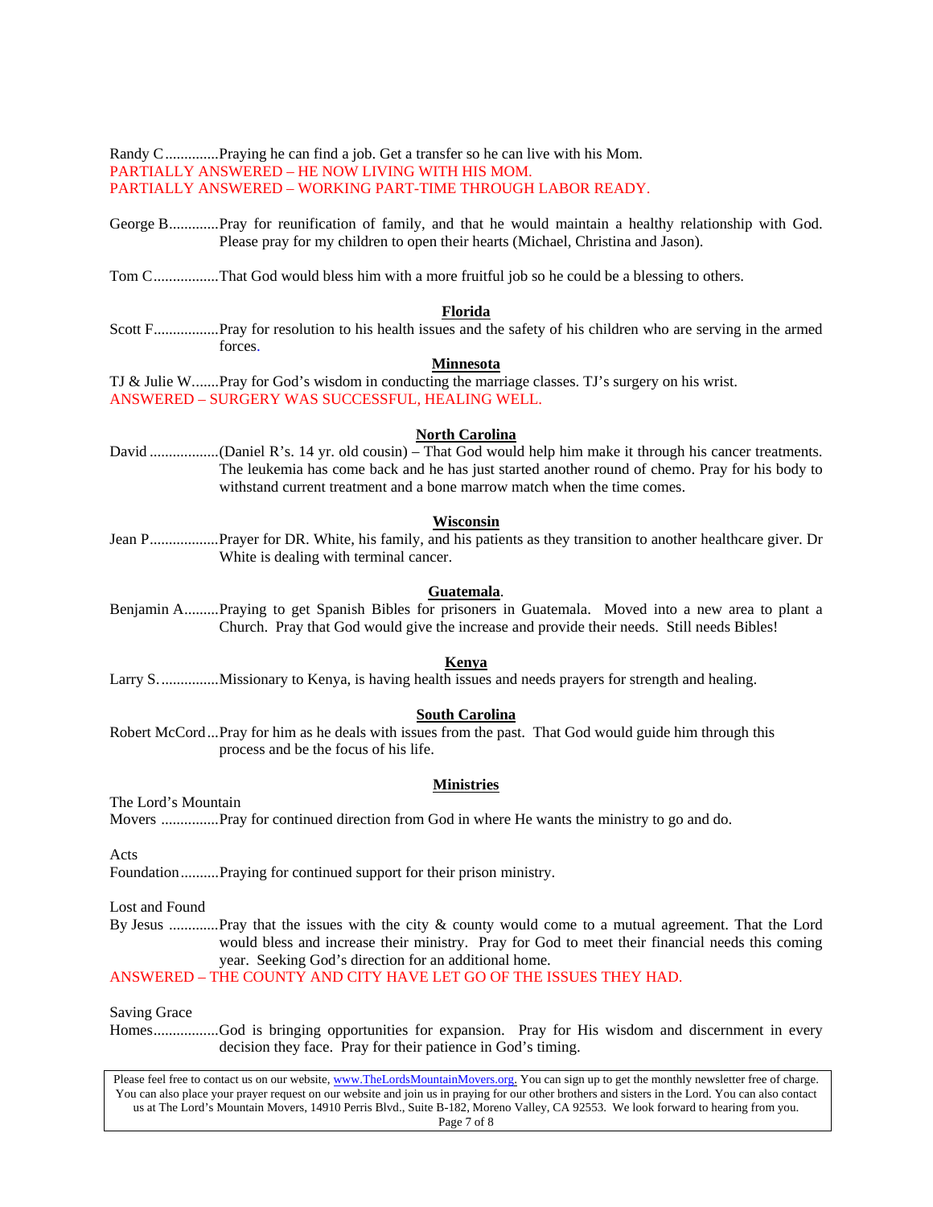Randy C..............Praying he can find a job. Get a transfer so he can live with his Mom.
PARTIALLY ANSWERED – HE NOW LIVING WITH HIS MOM.
PARTIALLY ANSWERED – WORKING PART-TIME THROUGH LABOR READY.

George B.............Pray for reunification of family, and that he would maintain a healthy relationship with God. Please pray for my children to open their hearts (Michael, Christina and Jason).

Tom C.................That God would bless him with a more fruitful job so he could be a blessing to others.

**Florida**

Scott F.................Pray for resolution to his health issues and the safety of his children who are serving in the armed forces.

**Minnesota**

TJ & Julie W.......Pray for God's wisdom in conducting the marriage classes. TJ's surgery on his wrist.
ANSWERED – SURGERY WAS SUCCESSFUL, HEALING WELL.

**North Carolina**

David ..................(Daniel R's. 14 yr. old cousin) – That God would help him make it through his cancer treatments. The leukemia has come back and he has just started another round of chemo. Pray for his body to withstand current treatment and a bone marrow match when the time comes.

**Wisconsin**

Jean P..................Prayer for DR. White, his family, and his patients as they transition to another healthcare giver. Dr White is dealing with terminal cancer.

**Guatemala**.

Benjamin A.........Praying to get Spanish Bibles for prisoners in Guatemala. Moved into a new area to plant a Church. Pray that God would give the increase and provide their needs. Still needs Bibles!

**Kenya**

Larry S. ...............Missionary to Kenya, is having health issues and needs prayers for strength and healing.

**South Carolina**

Robert McCord...Pray for him as he deals with issues from the past. That God would guide him through this process and be the focus of his life.

**Ministries**

The Lord's Mountain
Movers ...............Pray for continued direction from God in where He wants the ministry to go and do.

Acts
Foundation..........Praying for continued support for their prison ministry.

Lost and Found
By Jesus .............Pray that the issues with the city & county would come to a mutual agreement. That the Lord would bless and increase their ministry. Pray for God to meet their financial needs this coming year. Seeking God's direction for an additional home.
ANSWERED – THE COUNTY AND CITY HAVE LET GO OF THE ISSUES THEY HAD.

Saving Grace
Homes.................God is bringing opportunities for expansion. Pray for His wisdom and discernment in every decision they face. Pray for their patience in God's timing.

Please feel free to contact us on our website, www.TheLordsMountainMovers.org. You can sign up to get the monthly newsletter free of charge. You can also place your prayer request on our website and join us in praying for our other brothers and sisters in the Lord. You can also contact us at The Lord's Mountain Movers, 14910 Perris Blvd., Suite B-182, Moreno Valley, CA 92553. We look forward to hearing from you.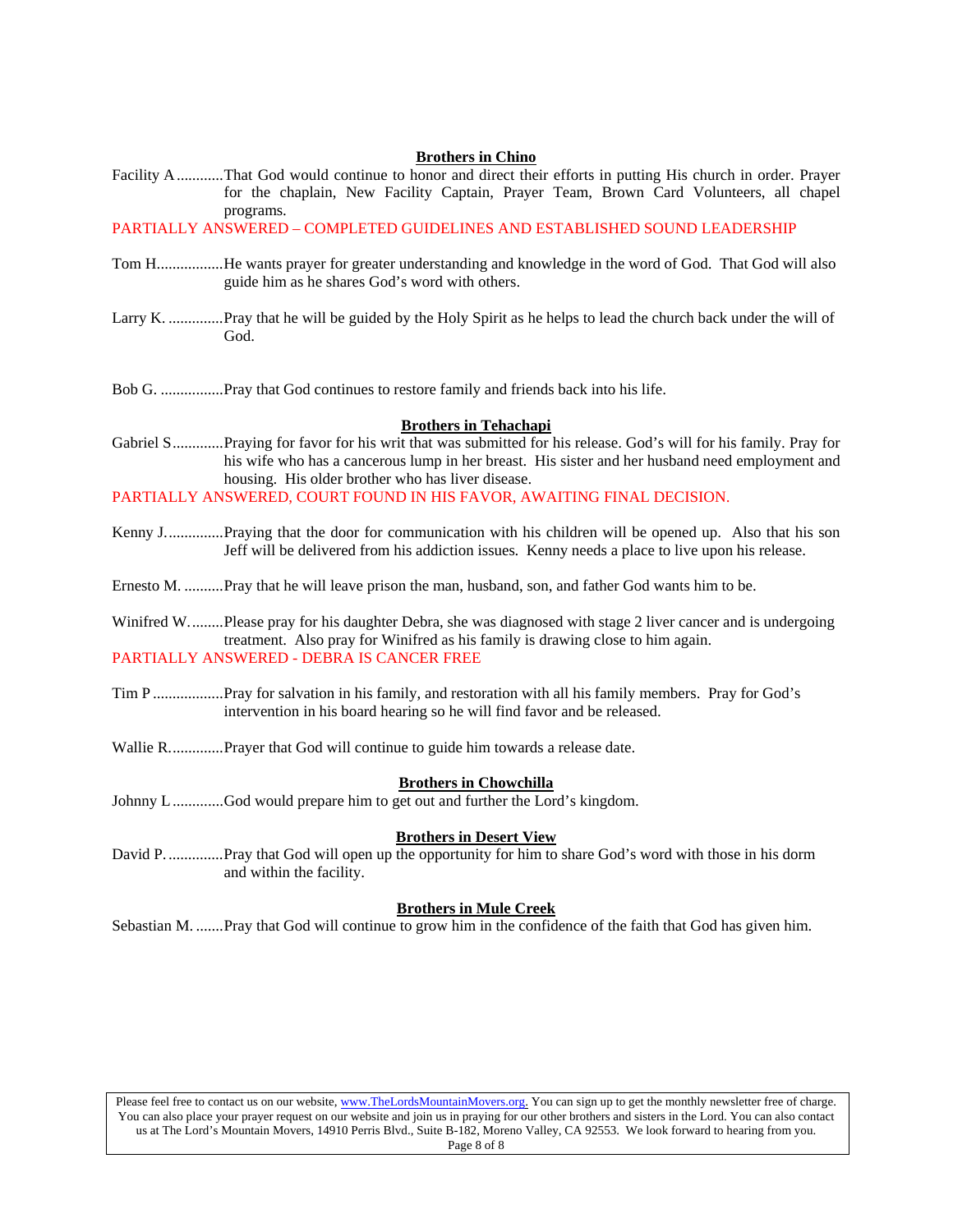**Brothers in Chino**

Facility A............That God would continue to honor and direct their efforts in putting His church in order. Prayer for the chaplain, New Facility Captain, Prayer Team, Brown Card Volunteers, all chapel programs.

PARTIALLY ANSWERED – COMPLETED GUIDELINES AND ESTABLISHED SOUND LEADERSHIP

Tom H.................He wants prayer for greater understanding and knowledge in the word of God. That God will also guide him as he shares God's word with others.

Larry K. ..............Pray that he will be guided by the Holy Spirit as he helps to lead the church back under the will of God.

Bob G. ................Pray that God continues to restore family and friends back into his life.

**Brothers in Tehachapi**

Gabriel S.............Praying for favor for his writ that was submitted for his release. God's will for his family. Pray for his wife who has a cancerous lump in her breast. His sister and her husband need employment and housing. His older brother who has liver disease.

PARTIALLY ANSWERED, COURT FOUND IN HIS FAVOR, AWAITING FINAL DECISION.

Kenny J...............Praying that the door for communication with his children will be opened up. Also that his son Jeff will be delivered from his addiction issues. Kenny needs a place to live upon his release.

Ernesto M. ..........Pray that he will leave prison the man, husband, son, and father God wants him to be.

Winifred W.........Please pray for his daughter Debra, she was diagnosed with stage 2 liver cancer and is undergoing treatment. Also pray for Winifred as his family is drawing close to him again.

PARTIALLY ANSWERED - DEBRA IS CANCER FREE

Tim P ..................Pray for salvation in his family, and restoration with all his family members. Pray for God's intervention in his board hearing so he will find favor and be released.

Wallie R..............Prayer that God will continue to guide him towards a release date.

**Brothers in Chowchilla**

Johnny L .............God would prepare him to get out and further the Lord's kingdom.

**Brothers in Desert View**

David P. ..............Pray that God will open up the opportunity for him to share God's word with those in his dorm and within the facility.

**Brothers in Mule Creek**

Sebastian M. .......Pray that God will continue to grow him in the confidence of the faith that God has given him.

Please feel free to contact us on our website, www.TheLordsMountainMovers.org. You can sign up to get the monthly newsletter free of charge. You can also place your prayer request on our website and join us in praying for our other brothers and sisters in the Lord. You can also contact us at The Lord's Mountain Movers, 14910 Perris Blvd., Suite B-182, Moreno Valley, CA 92553. We look forward to hearing from you.